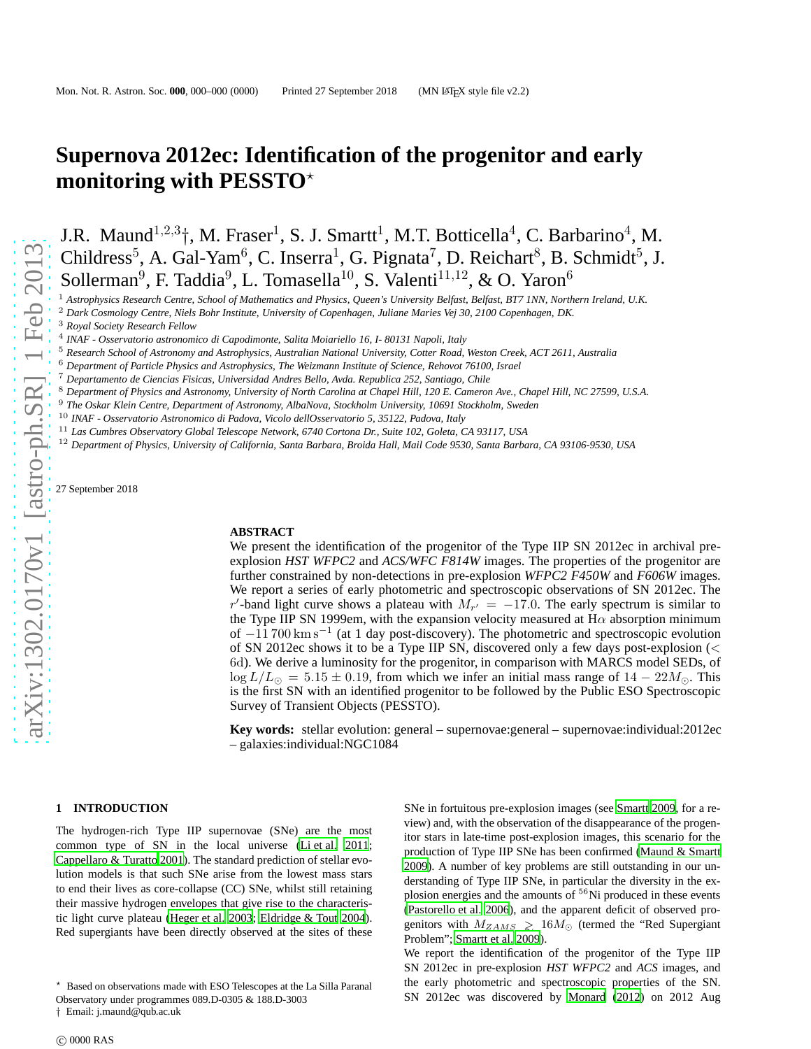# Supernova 2012ec: Identification of the progenitor and early monitoring with PESSTO*

J.R. Maund[1,2,3]†, M. Fraser[1], S. J. Smartt[1], M.T. Botticella[4], C. Barbarino[4], M. Childress[5], A. Gal-Yam[6], C. Inserra[1], G. Pignata[7], D. Reichart[8], B. Schmidt[5], J. Sollerman[9], F. Taddia[9], L. Tomasella[10], S. Valenti[11,12], & O. Yaron[6]

[1] *Astrophysics Research Centre, School of Mathematics and Physics, Queen's University Belfast, Belfast, BT7 1NN, Northern Ireland, U.K.*
[2] *Dark Cosmology Centre, Niels Bohr Institute, University of Copenhagen, Juliane Maries Vej 30, 2100 Copenhagen, DK.*
[3] *Royal Society Research Fellow*
[4] *INAF - Osservatorio astronomico di Capodimonte, Salita Moiariello 16, I- 80131 Napoli, Italy*
[5] *Research School of Astronomy and Astrophysics, Australian National University, Cotter Road, Weston Creek, ACT 2611, Australia*
[6] *Department of Particle Physics and Astrophysics, The Weizmann Institute of Science, Rehovot 76100, Israel*
[7] *Departamento de Ciencias Fisicas, Universidad Andres Bello, Avda. Republica 252, Santiago, Chile*
[8] *Department of Physics and Astronomy, University of North Carolina at Chapel Hill, 120 E. Cameron Ave., Chapel Hill, NC 27599, U.S.A.*
[9] *The Oskar Klein Centre, Department of Astronomy, AlbaNova, Stockholm University, 10691 Stockholm, Sweden*
[10] *INAF - Osservatorio Astronomico di Padova, Vicolo dellOsservatorio 5, 35122, Padova, Italy*
[11] *Las Cumbres Observatory Global Telescope Network, 6740 Cortona Dr., Suite 102, Goleta, CA 93117, USA*
[12] *Department of Physics, University of California, Santa Barbara, Broida Hall, Mail Code 9530, Santa Barbara, CA 93106-9530, USA*

27 September 2018

## ABSTRACT

We present the identification of the progenitor of the Type IIP SN 2012ec in archival pre-explosion *HST WFPC2* and *ACS/WFC F814W* images. The properties of the progenitor are further constrained by non-detections in pre-explosion *WFPC2 F450W* and *F606W* images. We report a series of early photometric and spectroscopic observations of SN 2012ec. The $r'$-band light curve shows a plateau with $M_{r'} = -17.0$. The early spectrum is similar to the Type IIP SN 1999em, with the expansion velocity measured at $\mathrm{H}\alpha$ absorption minimum of $-11\,700\,\mathrm{km\,s^{-1}}$ (at 1 day post-discovery). The photometric and spectroscopic evolution of SN 2012ec shows it to be a Type IIP SN, discovered only a few days post-explosion ($< 6\mathrm{d}$). We derive a luminosity for the progenitor, in comparison with MARCS model SEDs, of $\log L/L_{\odot} = 5.15 \pm 0.19$, from which we infer an initial mass range of $14 - 22 M_{\odot}$. This is the first SN with an identified progenitor to be followed by the Public ESO Spectroscopic Survey of Transient Objects (PESSTO).

**Key words:** stellar evolution: general – supernovae:general – supernovae:individual:2012ec – galaxies:individual:NGC1084

## 1 INTRODUCTION

The hydrogen-rich Type IIP supernovae (SNe) are the most common type of SN in the local universe (Li et al. 2011; Cappellaro & Turatto 2001). The standard prediction of stellar evolution models is that such SNe arise from the lowest mass stars to end their lives as core-collapse (CC) SNe, whilst still retaining their massive hydrogen envelopes that give rise to the characteristic light curve plateau (Heger et al. 2003; Eldridge & Tout 2004). Red supergiants have been directly observed at the sites of these SNe in fortuitous pre-explosion images (see Smartt 2009, for a review) and, with the observation of the disappearance of the progenitor stars in late-time post-explosion images, this scenario for the production of Type IIP SNe has been confirmed (Maund & Smartt 2009). A number of key problems are still outstanding in our understanding of Type IIP SNe, in particular the diversity in the explosion energies and the amounts of $^{56}$Ni produced in these events (Pastorello et al. 2006), and the apparent deficit of observed progenitors with $M_{ZAMS} \gtrsim 16 M_{\odot}$ (termed the "Red Supergiant Problem"; Smartt et al. 2009).

We report the identification of the progenitor of the Type IIP SN 2012ec in pre-explosion *HST WFPC2* and *ACS* images, and the early photometric and spectroscopic properties of the SN. SN 2012ec was discovered by Monard (2012) on 2012 Aug

---

* Based on observations made with ESO Telescopes at the La Silla Paranal Observatory under programmes 089.D-0305 & 188.D-3003
† Email: j.maund@qub.ac.uk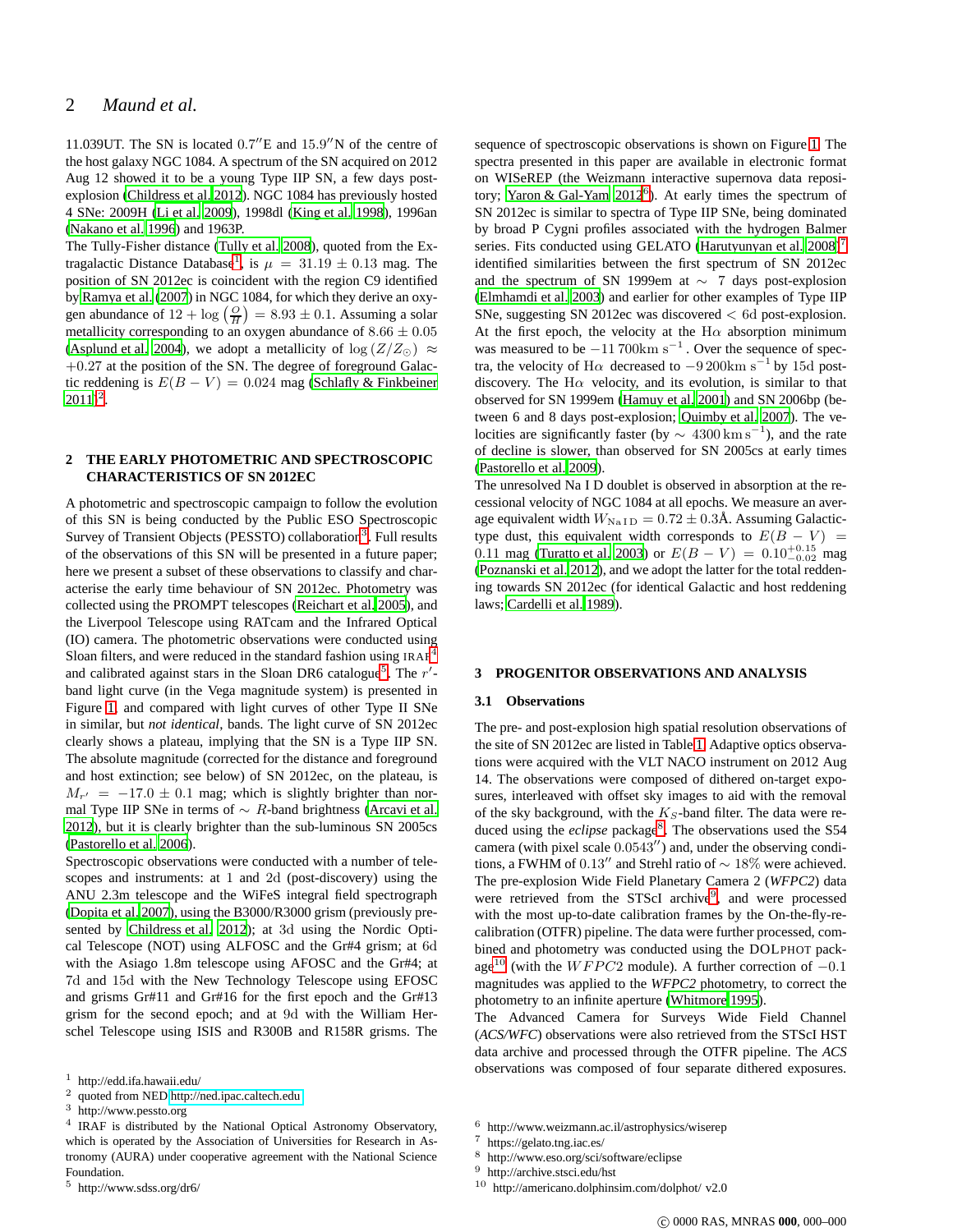11.039UT. The SN is located 0.7″E and 15.9″N of the centre of the host galaxy NGC 1084. A spectrum of the SN acquired on 2012 Aug 12 showed it to be a young Type IIP SN, a few days post-explosion (Childress et al. 2012). NGC 1084 has previously hosted 4 SNe: 2009H (Li et al. 2009), 1998dl (King et al. 1998), 1996an (Nakano et al. 1996) and 1963P.

The Tully-Fisher distance (Tully et al. 2008), quoted from the Extragalactic Distance Database[1], is $\mu = 31.19 \pm 0.13$ mag. The position of SN 2012ec is coincident with the region C9 identified by Ramya et al. (2007) in NGC 1084, for which they derive an oxygen abundance of $12 + \log\left(\frac{O}{H}\right) = 8.93 \pm 0.1$. Assuming a solar metallicity corresponding to an oxygen abundance of $8.66 \pm 0.05$ (Asplund et al. 2004), we adopt a metallicity of $\log\left(Z/Z_{\odot}\right) \approx +0.27$ at the position of the SN. The degree of foreground Galactic reddening is $E(B-V) = 0.024$ mag (Schlafly & Finkbeiner 2011)[2].

## 2 THE EARLY PHOTOMETRIC AND SPECTROSCOPIC CHARACTERISTICS OF SN 2012EC

A photometric and spectroscopic campaign to follow the evolution of this SN is being conducted by the Public ESO Spectroscopic Survey of Transient Objects (PESSTO) collaboration[3]. Full results of the observations of this SN will be presented in a future paper; here we present a subset of these observations to classify and characterise the early time behaviour of SN 2012ec. Photometry was collected using the PROMPT telescopes (Reichart et al. 2005), and the Liverpool Telescope using RATcam and the Infrared Optical (IO) camera. The photometric observations were conducted using Sloan filters, and were reduced in the standard fashion using IRAF[4] and calibrated against stars in the Sloan DR6 catalogue[5]. The $r'$-band light curve (in the Vega magnitude system) is presented in Figure 1, and compared with light curves of other Type II SNe in similar, but *not identical*, bands. The light curve of SN 2012ec clearly shows a plateau, implying that the SN is a Type IIP SN. The absolute magnitude (corrected for the distance and foreground and host extinction; see below) of SN 2012ec, on the plateau, is $M_{r'} = -17.0 \pm 0.1$ mag; which is slightly brighter than normal Type IIP SNe in terms of $\sim R$-band brightness (Arcavi et al. 2012), but it is clearly brighter than the sub-luminous SN 2005cs (Pastorello et al. 2006).

Spectroscopic observations were conducted with a number of telescopes and instruments: at 1 and 2d (post-discovery) using the ANU 2.3m telescope and the WiFeS integral field spectrograph (Dopita et al. 2007), using the B3000/R3000 grism (previously presented by Childress et al. 2012); at 3d using the Nordic Optical Telescope (NOT) using ALFOSC and the Gr#4 grism; at 6d with the Asiago 1.8m telescope using AFOSC and the Gr#4; at 7d and 15d with the New Technology Telescope using EFOSC and grisms Gr#11 and Gr#16 for the first epoch and the Gr#13 grism for the second epoch; and at 9d with the William Herschel Telescope using ISIS and R300B and R158R grisms. The sequence of spectroscopic observations is shown on Figure 1. The spectra presented in this paper are available in electronic format on WISeREP (the Weizmann interactive supernova data repository; Yaron & Gal-Yam 2012[6]). At early times the spectrum of SN 2012ec is similar to spectra of Type IIP SNe, being dominated by broad P Cygni profiles associated with the hydrogen Balmer series. Fits conducted using GELATO (Harutyunyan et al. 2008)[7] identified similarities between the first spectrum of SN 2012ec and the spectrum of SN 1999em at $\sim$ 7 days post-explosion (Elmhamdi et al. 2003) and earlier for other examples of Type IIP SNe, suggesting SN 2012ec was discovered $< 6$d post-explosion. At the first epoch, the velocity at the H$\alpha$ absorption minimum was measured to be $-11\,700\mathrm{km\,s^{-1}}$. Over the sequence of spectra, the velocity of H$\alpha$ decreased to $-9\,200\mathrm{km\,s^{-1}}$ by 15d post-discovery. The H$\alpha$ velocity, and its evolution, is similar to that observed for SN 1999em (Hamuy et al. 2001) and SN 2006bp (between 6 and 8 days post-explosion; Quimby et al. 2007). The velocities are significantly faster (by $\sim 4300\,\mathrm{km\,s^{-1}}$), and the rate of decline is slower, than observed for SN 2005cs at early times (Pastorello et al. 2009).

The unresolved Na I D doublet is observed in absorption at the recessional velocity of NGC 1084 at all epochs. We measure an average equivalent width $W_{\mathrm{Na\,I\,D}} = 0.72 \pm 0.3$Å. Assuming Galactic-type dust, this equivalent width corresponds to $E(B-V) = 0.11$ mag (Turatto et al. 2003) or $E(B-V) = 0.10^{+0.15}_{-0.02}$ mag (Poznanski et al. 2012), and we adopt the latter for the total reddening towards SN 2012ec (for identical Galactic and host reddening laws; Cardelli et al. 1989).

## 3 PROGENITOR OBSERVATIONS AND ANALYSIS

### 3.1 Observations

The pre- and post-explosion high spatial resolution observations of the site of SN 2012ec are listed in Table 1. Adaptive optics observations were acquired with the VLT NACO instrument on 2012 Aug 14. The observations were composed of dithered on-target exposures, interleaved with offset sky images to aid with the removal of the sky background, with the $K_S$-band filter. The data were reduced using the *eclipse* package[8]. The observations used the S54 camera (with pixel scale 0.0543″) and, under the observing conditions, a FWHM of 0.13″ and Strehl ratio of $\sim 18\%$ were achieved. The pre-explosion Wide Field Planetary Camera 2 (*WFPC2*) data were retrieved from the STScI archive[9], and were processed with the most up-to-date calibration frames by the On-the-fly-recalibration (OTFR) pipeline. The data were further processed, combined and photometry was conducted using the DOLPHOT package[10] (with the $WFPC2$ module). A further correction of $-0.1$ magnitudes was applied to the *WFPC2* photometry, to correct the photometry to an infinite aperture (Whitmore 1995).

The Advanced Camera for Surveys Wide Field Channel (*ACS/WFC*) observations were also retrieved from the STScI HST data archive and processed through the OTFR pipeline. The *ACS* observations was composed of four separate dithered exposures.

[1] http://edd.ifa.hawaii.edu/
[2] quoted from NED http://ned.ipac.caltech.edu
[3] http://www.pessto.org
[4] IRAF is distributed by the National Optical Astronomy Observatory, which is operated by the Association of Universities for Research in Astronomy (AURA) under cooperative agreement with the National Science Foundation.
[5] http://www.sdss.org/dr6/
[6] http://www.weizmann.ac.il/astrophysics/wiserep
[7] https://gelato.tng.iac.es/
[8] http://www.eso.org/sci/software/eclipse
[9] http://archive.stsci.edu/hst
[10] http://americano.dolphinsim.com/dolphot/ v2.0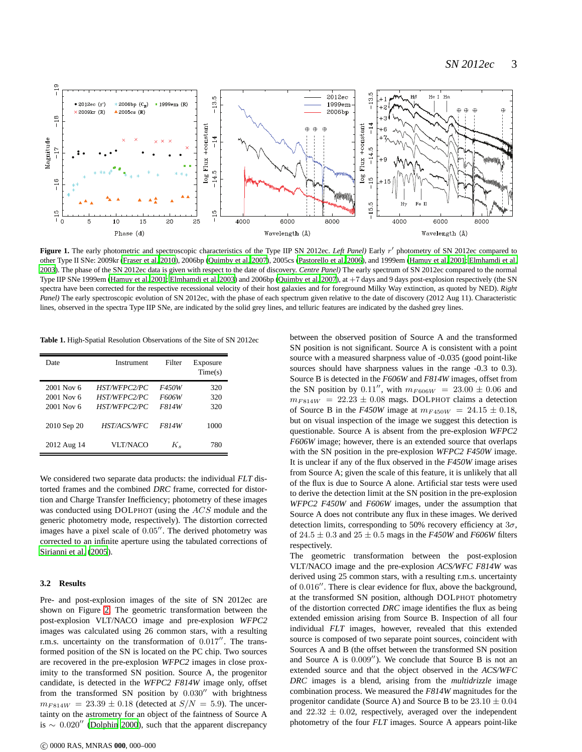**Figure 1.** The early photometric and spectroscopic characteristics of the Type IIP SN 2012ec. *Left Panel)* Early $r'$ photometry of SN 2012ec compared to other Type II SNe: 2009kr (Fraser et al. 2010), 2006bp (Quimby et al. 2007), 2005cs (Pastorello et al. 2006), and 1999em (Hamuy et al. 2001; Elmhamdi et al. 2003). The phase of the SN 2012ec data is given with respect to the date of discovery. *Centre Panel)* The early spectrum of SN 2012ec compared to the normal Type IIP SNe 1999em (Hamuy et al. 2001; Elmhamdi et al. 2003) and 2006bp (Quimby et al. 2007), at +7 days and 9 days post-explosion respectively (the SN spectra have been corrected for the respective recessional velocity of their host galaxies and for foreground Milky Way extinction, as quoted by NED). *Right Panel)* The early spectroscopic evolution of SN 2012ec, with the phase of each spectrum given relative to the date of discovery (2012 Aug 11). Characteristic lines, observed in the spectra Type IIP SNe, are indicated by the solid grey lines, and telluric features are indicated by the dashed grey lines.

**Table 1.** High-Spatial Resolution Observations of the Site of SN 2012ec

| Date | Instrument | Filter | Exposure Time(s) |
|---|---|---|---|
| 2001 Nov 6 | *HST/WFPC2/PC* | *F450W* | 320 |
| 2001 Nov 6 | *HST/WFPC2/PC* | *F606W* | 320 |
| 2001 Nov 6 | *HST/WFPC2/PC* | *F814W* | 320 |
| 2010 Sep 20 | *HST/ACS/WFC* | *F814W* | 1000 |
| 2012 Aug 14 | VLT/NACO | $K_s$ | 780 |

We considered two separate data products: the individual *FLT* distorted frames and the combined *DRC* frame, corrected for distortion and Charge Transfer Inefficiency; photometry of these images was conducted using DOLPHOT (using the $ACS$ module and the generic photometry mode, respectively). The distortion corrected images have a pixel scale of $0.05''$. The derived photometry was corrected to an infinite aperture using the tabulated corrections of Sirianni et al. (2005).

### 3.2 Results

Pre- and post-explosion images of the site of SN 2012ec are shown on Figure 2. The geometric transformation between the post-explosion VLT/NACO image and pre-explosion *WFPC2* images was calculated using 26 common stars, with a resulting r.m.s. uncertainty on the transformation of $0.017''$. The transformed position of the SN is located on the PC chip. Two sources are recovered in the pre-explosion *WFPC2* images in close proximity to the transformed SN position. Source A, the progenitor candidate, is detected in the *WFPC2 F814W* image only, offset from the transformed SN position by $0.030''$ with brightness $m_{F814W} = 23.39 \pm 0.18$ (detected at $S/N = 5.9$). The uncertainty on the astrometry for an object of the faintness of Source A is $\sim 0.020''$ (Dolphin 2000), such that the apparent discrepancy between the observed position of Source A and the transformed SN position is not significant. Source A is consistent with a point source with a measured sharpness value of -0.035 (good point-like sources should have sharpness values in the range -0.3 to 0.3). Source B is detected in the *F606W* and *F814W* images, offset from the SN position by $0.11''$, with $m_{F606W} = 23.00 \pm 0.06$ and $m_{F814W} = 22.23 \pm 0.08$ mags. DOLPHOT claims a detection of Source B in the *F450W* image at $m_{F450W} = 24.15 \pm 0.18$, but on visual inspection of the image we suggest this detection is questionable. Source A is absent from the pre-explosion *WFPC2 F606W* image; however, there is an extended source that overlaps with the SN position in the pre-explosion *WFPC2 F450W* image. It is unclear if any of the flux observed in the *F450W* image arises from Source A; given the scale of this feature, it is unlikely that all of the flux is due to Source A alone. Artificial star tests were used to derive the detection limit at the SN position in the pre-explosion *WFPC2 F450W* and *F606W* images, under the assumption that Source A does not contribute any flux in these images. We derived detection limits, corresponding to 50% recovery efficiency at $3\sigma$, of $24.5 \pm 0.3$ and $25 \pm 0.5$ mags in the *F450W* and *F606W* filters respectively.

The geometric transformation between the post-explosion VLT/NACO image and the pre-explosion *ACS/WFC F814W* was derived using 25 common stars, with a resulting r.m.s. uncertainty of $0.016''$. There is clear evidence for flux, above the background, at the transformed SN position, although DOLPHOT photometry of the distortion corrected *DRC* image identifies the flux as being extended emission arising from Source B. Inspection of all four individual *FLT* images, however, revealed that this extended source is composed of two separate point sources, coincident with Sources A and B (the offset between the transformed SN position and Source A is $0.009''$). We conclude that Source B is not an extended source and that the object observed in the *ACS/WFC DRC* images is a blend, arising from the *multidrizzle* image combination process. We measured the *F814W* magnitudes for the progenitor candidate (Source A) and Source B to be $23.10 \pm 0.04$ and $22.32 \pm 0.02$, respectively, averaged over the independent photometry of the four *FLT* images. Source A appears point-like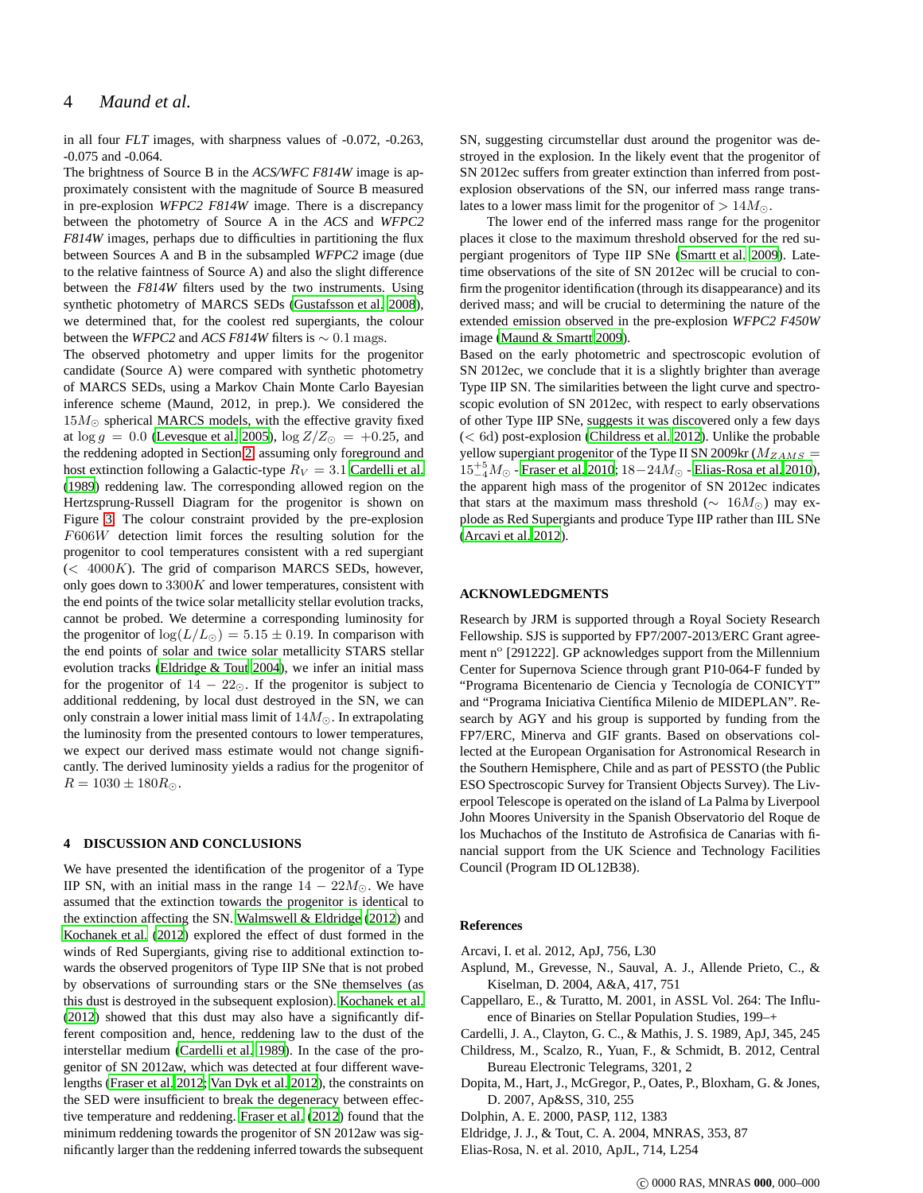in all four *FLT* images, with sharpness values of -0.072, -0.263, -0.075 and -0.064.

The brightness of Source B in the *ACS/WFC F814W* image is approximately consistent with the magnitude of Source B measured in pre-explosion *WFPC2 F814W* image. There is a discrepancy between the photometry of Source A in the *ACS* and *WFPC2 F814W* images, perhaps due to difficulties in partitioning the flux between Sources A and B in the subsampled *WFPC2* image (due to the relative faintness of Source A) and also the slight difference between the *F814W* filters used by the two instruments. Using synthetic photometry of MARCS SEDs (Gustafsson et al. 2008), we determined that, for the coolest red supergiants, the colour between the *WFPC2* and *ACS F814W* filters is $\sim 0.1$ mags.

The observed photometry and upper limits for the progenitor candidate (Source A) were compared with synthetic photometry of MARCS SEDs, using a Markov Chain Monte Carlo Bayesian inference scheme (Maund, 2012, in prep.). We considered the $15 M_{\odot}$ spherical MARCS models, with the effective gravity fixed at $\log g = 0.0$ (Levesque et al. 2005), $\log Z/Z_{\odot} = +0.25$, and the reddening adopted in Section 2, assuming only foreground and host extinction following a Galactic-type $R_V = 3.1$ Cardelli et al. (1989) reddening law. The corresponding allowed region on the Hertzsprung-Russell Diagram for the progenitor is shown on Figure 3. The colour constraint provided by the pre-explosion $F606W$ detection limit forces the resulting solution for the progenitor to cool temperatures consistent with a red supergiant ($< 4000K$). The grid of comparison MARCS SEDs, however, only goes down to $3300K$ and lower temperatures, consistent with the end points of the twice solar metallicity stellar evolution tracks, cannot be probed. We determine a corresponding luminosity for the progenitor of $\log(L/L_{\odot}) = 5.15 \pm 0.19$. In comparison with the end points of solar and twice solar metallicity STARS stellar evolution tracks (Eldridge & Tout 2004), we infer an initial mass for the progenitor of $14 - 22_{\odot}$. If the progenitor is subject to additional reddening, by local dust destroyed in the SN, we can only constrain a lower initial mass limit of $14 M_{\odot}$. In extrapolating the luminosity from the presented contours to lower temperatures, we expect our derived mass estimate would not change significantly. The derived luminosity yields a radius for the progenitor of $R = 1030 \pm 180 R_{\odot}$.

## 4 DISCUSSION AND CONCLUSIONS

We have presented the identification of the progenitor of a Type IIP SN, with an initial mass in the range $14 - 22 M_{\odot}$. We have assumed that the extinction towards the progenitor is identical to the extinction affecting the SN. Walmswell & Eldridge (2012) and Kochanek et al. (2012) explored the effect of dust formed in the winds of Red Supergiants, giving rise to additional extinction towards the observed progenitors of Type IIP SNe that is not probed by observations of surrounding stars or the SNe themselves (as this dust is destroyed in the subsequent explosion). Kochanek et al. (2012) showed that this dust may also have a significantly different composition and, hence, reddening law to the dust of the interstellar medium (Cardelli et al. 1989). In the case of the progenitor of SN 2012aw, which was detected at four different wavelengths (Fraser et al. 2012; Van Dyk et al. 2012), the constraints on the SED were insufficient to break the degeneracy between effective temperature and reddening. Fraser et al. (2012) found that the minimum reddening towards the progenitor of SN 2012aw was significantly larger than the reddening inferred towards the subsequent SN, suggesting circumstellar dust around the progenitor was destroyed in the explosion. In the likely event that the progenitor of SN 2012ec suffers from greater extinction than inferred from post-explosion observations of the SN, our inferred mass range translates to a lower mass limit for the progenitor of $> 14 M_{\odot}$.

The lower end of the inferred mass range for the progenitor places it close to the maximum threshold observed for the red supergiant progenitors of Type IIP SNe (Smartt et al. 2009). Late-time observations of the site of SN 2012ec will be crucial to confirm the progenitor identification (through its disappearance) and its derived mass; and will be crucial to determining the nature of the extended emission observed in the pre-explosion *WFPC2 F450W* image (Maund & Smartt 2009).

Based on the early photometric and spectroscopic evolution of SN 2012ec, we conclude that it is a slightly brighter than average Type IIP SN. The similarities between the light curve and spectroscopic evolution of SN 2012ec, with respect to early observations of other Type IIP SNe, suggests it was discovered only a few days ($< 6$d) post-explosion (Childress et al. 2012). Unlike the probable yellow supergiant progenitor of the Type II SN 2009kr ($M_{ZAMS} = 15^{+5}_{-4} M_{\odot}$ - Fraser et al. 2010; $18 - 24 M_{\odot}$ - Elias-Rosa et al. 2010), the apparent high mass of the progenitor of SN 2012ec indicates that stars at the maximum mass threshold ($\sim 16 M_{\odot}$) may explode as Red Supergiants and produce Type IIP rather than IIL SNe (Arcavi et al. 2012).

## ACKNOWLEDGMENTS

Research by JRM is supported through a Royal Society Research Fellowship. SJS is supported by FP7/2007-2013/ERC Grant agreement n° [291222]. GP acknowledges support from the Millennium Center for Supernova Science through grant P10-064-F funded by "Programa Bicentenario de Ciencia y Tecnología de CONICYT" and "Programa Iniciativa Científica Milenio de MIDEPLAN". Research by AGY and his group is supported by funding from the FP7/ERC, Minerva and GIF grants. Based on observations collected at the European Organisation for Astronomical Research in the Southern Hemisphere, Chile and as part of PESSTO (the Public ESO Spectroscopic Survey for Transient Objects Survey). The Liverpool Telescope is operated on the island of La Palma by Liverpool John Moores University in the Spanish Observatorio del Roque de los Muchachos of the Instituto de Astrofisica de Canarias with financial support from the UK Science and Technology Facilities Council (Program ID OL12B38).

## References

Arcavi, I. et al. 2012, ApJ, 756, L30

Asplund, M., Grevesse, N., Sauval, A. J., Allende Prieto, C., & Kiselman, D. 2004, A&A, 417, 751

Cappellaro, E., & Turatto, M. 2001, in ASSL Vol. 264: The Influence of Binaries on Stellar Population Studies, 199–+

Cardelli, J. A., Clayton, G. C., & Mathis, J. S. 1989, ApJ, 345, 245

Childress, M., Scalzo, R., Yuan, F., & Schmidt, B. 2012, Central Bureau Electronic Telegrams, 3201, 2

Dopita, M., Hart, J., McGregor, P., Oates, P., Bloxham, G. & Jones, D. 2007, Ap&SS, 310, 255

Dolphin, A. E. 2000, PASP, 112, 1383

Eldridge, J. J., & Tout, C. A. 2004, MNRAS, 353, 87

Elias-Rosa, N. et al. 2010, ApJL, 714, L254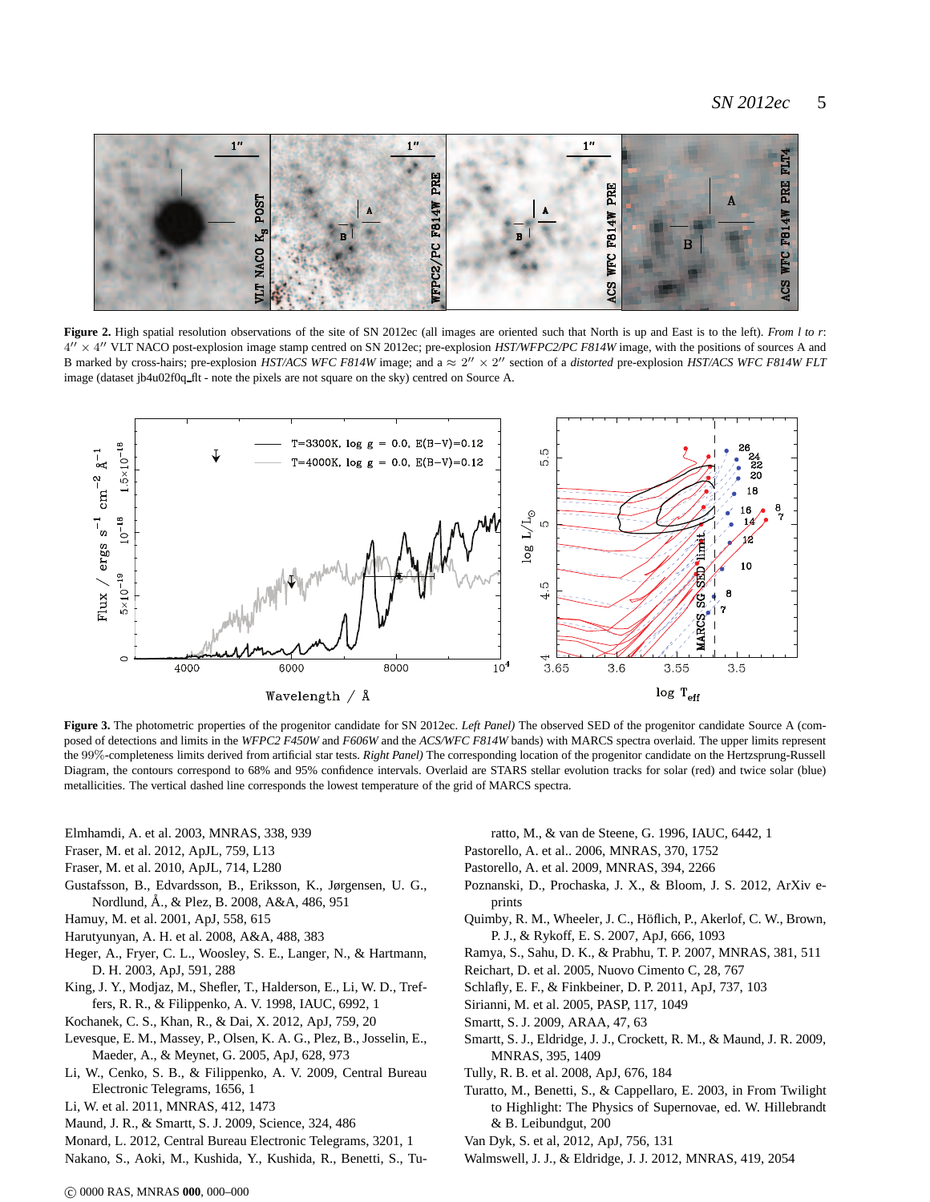**Figure 2.** High spatial resolution observations of the site of SN 2012ec (all images are oriented such that North is up and East is to the left). *From l to r*: $4'' \times 4''$ VLT NACO post-explosion image stamp centred on SN 2012ec; pre-explosion *HST/WFPC2/PC F814W* image, with the positions of sources A and B marked by cross-hairs; pre-explosion *HST/ACS WFC F814W* image; and a $\approx 2'' \times 2''$ section of a *distorted* pre-explosion *HST/ACS WFC F814W FLT* image (dataset jb4u02f0q_flt - note the pixels are not square on the sky) centred on Source A.

**Figure 3.** The photometric properties of the progenitor candidate for SN 2012ec. *Left Panel)* The observed SED of the progenitor candidate Source A (composed of detections and limits in the *WFPC2 F450W* and *F606W* and the *ACS/WFC F814W* bands) with MARCS spectra overlaid. The upper limits represent the 99%-completeness limits derived from artificial star tests. *Right Panel)* The corresponding location of the progenitor candidate on the Hertzsprung-Russell Diagram, the contours correspond to 68% and 95% confidence intervals. Overlaid are STARS stellar evolution tracks for solar (red) and twice solar (blue) metallicities. The vertical dashed line corresponds the lowest temperature of the grid of MARCS spectra.

Elmhamdi, A. et al. 2003, MNRAS, 338, 939
Fraser, M. et al. 2012, ApJL, 759, L13
Fraser, M. et al. 2010, ApJL, 714, L280
Gustafsson, B., Edvardsson, B., Eriksson, K., Jørgensen, U. G., Nordlund, Å., & Plez, B. 2008, A&A, 486, 951
Hamuy, M. et al. 2001, ApJ, 558, 615
Harutyunyan, A. H. et al. 2008, A&A, 488, 383
Heger, A., Fryer, C. L., Woosley, S. E., Langer, N., & Hartmann, D. H. 2003, ApJ, 591, 288
King, J. Y., Modjaz, M., Shefler, T., Halderson, E., Li, W. D., Treffers, R. R., & Filippenko, A. V. 1998, IAUC, 6992, 1
Kochanek, C. S., Khan, R., & Dai, X. 2012, ApJ, 759, 20
Levesque, E. M., Massey, P., Olsen, K. A. G., Plez, B., Josselin, E., Maeder, A., & Meynet, G. 2005, ApJ, 628, 973
Li, W., Cenko, S. B., & Filippenko, A. V. 2009, Central Bureau Electronic Telegrams, 1656, 1
Li, W. et al. 2011, MNRAS, 412, 1473
Maund, J. R., & Smartt, S. J. 2009, Science, 324, 486
Monard, L. 2012, Central Bureau Electronic Telegrams, 3201, 1
Nakano, S., Aoki, M., Kushida, Y., Kushida, R., Benetti, S., Turatto, M., & van de Steene, G. 1996, IAUC, 6442, 1
Pastorello, A. et al.. 2006, MNRAS, 370, 1752
Pastorello, A. et al. 2009, MNRAS, 394, 2266
Poznanski, D., Prochaska, J. X., & Bloom, J. S. 2012, ArXiv e-prints
Quimby, R. M., Wheeler, J. C., Höflich, P., Akerlof, C. W., Brown, P. J., & Rykoff, E. S. 2007, ApJ, 666, 1093
Ramya, S., Sahu, D. K., & Prabhu, T. P. 2007, MNRAS, 381, 511
Reichart, D. et al. 2005, Nuovo Cimento C, 28, 767
Schlafly, E. F., & Finkbeiner, D. P. 2011, ApJ, 737, 103
Sirianni, M. et al. 2005, PASP, 117, 1049
Smartt, S. J. 2009, ARAA, 47, 63
Smartt, S. J., Eldridge, J. J., Crockett, R. M., & Maund, J. R. 2009, MNRAS, 395, 1409
Tully, R. B. et al. 2008, ApJ, 676, 184
Turatto, M., Benetti, S., & Cappellaro, E. 2003, in From Twilight to Highlight: The Physics of Supernovae, ed. W. Hillebrandt & B. Leibundgut, 200
Van Dyk, S. et al, 2012, ApJ, 756, 131
Walmswell, J. J., & Eldridge, J. J. 2012, MNRAS, 419, 2054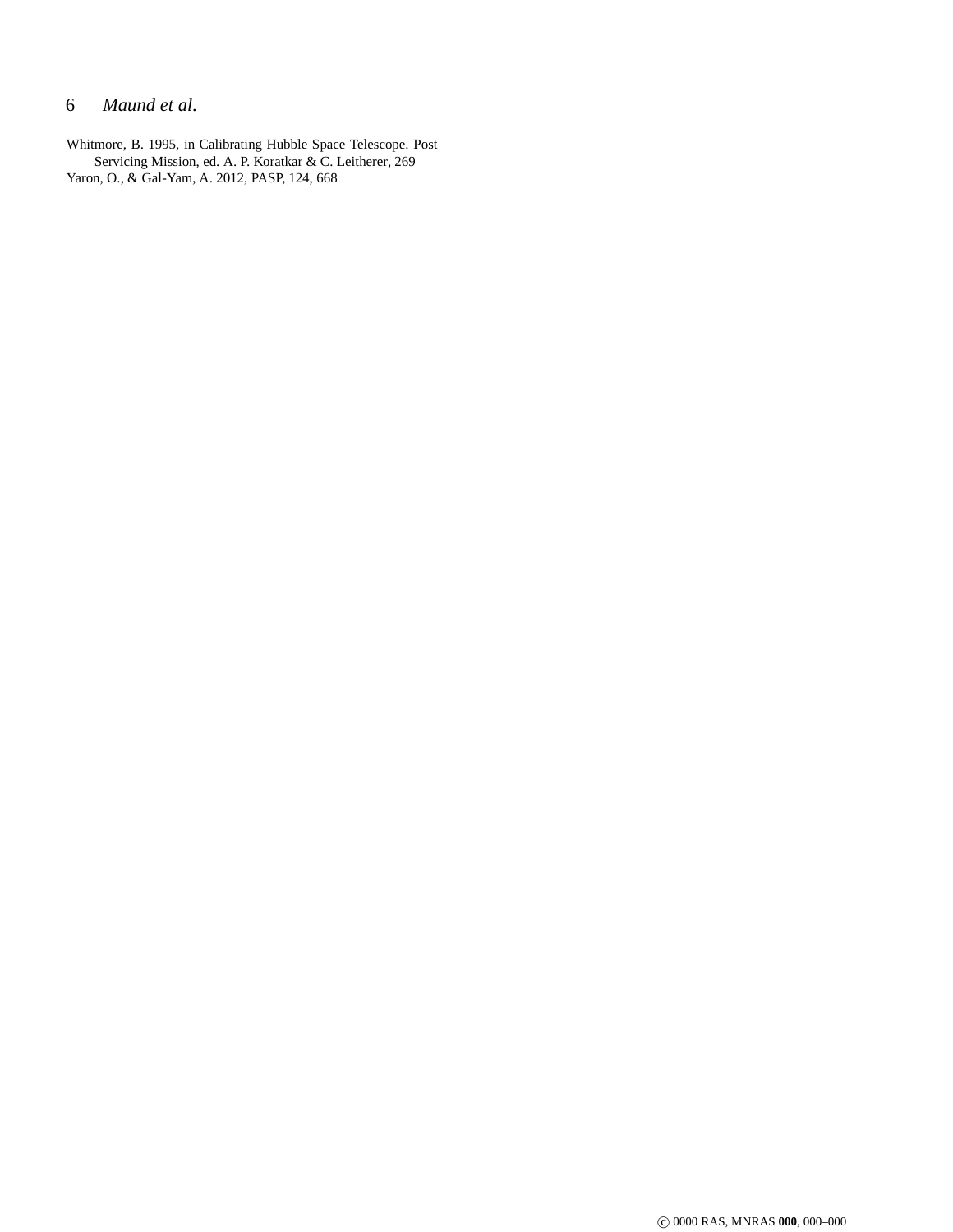Whitmore, B. 1995, in Calibrating Hubble Space Telescope. Post Servicing Mission, ed. A. P. Koratkar & C. Leitherer, 269

Yaron, O., & Gal-Yam, A. 2012, PASP, 124, 668